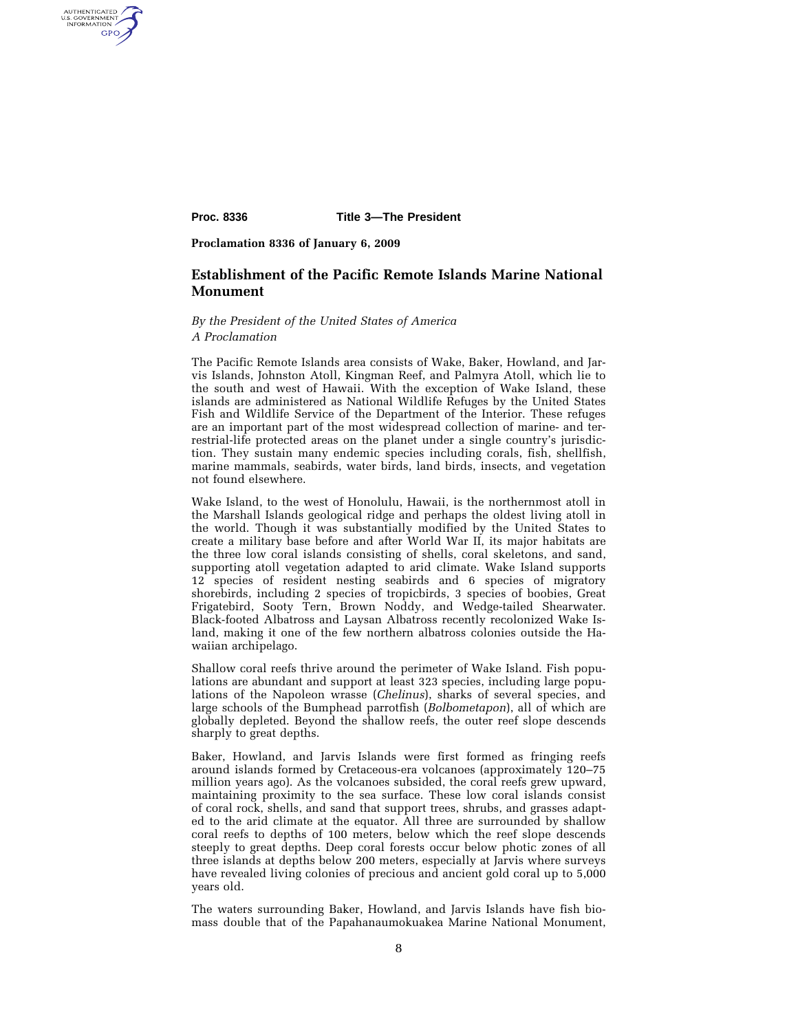Proc. 8336 Title 3—The President

**Proclamation 8336 of January 6, 2009**

# Establishment of the Pacific Remote Islands Marine National Monument

*By the President of the United States of America*
*A Proclamation*

The Pacific Remote Islands area consists of Wake, Baker, Howland, and Jarvis Islands, Johnston Atoll, Kingman Reef, and Palmyra Atoll, which lie to the south and west of Hawaii. With the exception of Wake Island, these islands are administered as National Wildlife Refuges by the United States Fish and Wildlife Service of the Department of the Interior. These refuges are an important part of the most widespread collection of marine- and terrestrial-life protected areas on the planet under a single country's jurisdiction. They sustain many endemic species including corals, fish, shellfish, marine mammals, seabirds, water birds, land birds, insects, and vegetation not found elsewhere.

Wake Island, to the west of Honolulu, Hawaii, is the northernmost atoll in the Marshall Islands geological ridge and perhaps the oldest living atoll in the world. Though it was substantially modified by the United States to create a military base before and after World War II, its major habitats are the three low coral islands consisting of shells, coral skeletons, and sand, supporting atoll vegetation adapted to arid climate. Wake Island supports 12 species of resident nesting seabirds and 6 species of migratory shorebirds, including 2 species of tropicbirds, 3 species of boobies, Great Frigatebird, Sooty Tern, Brown Noddy, and Wedge-tailed Shearwater. Black-footed Albatross and Laysan Albatross recently recolonized Wake Island, making it one of the few northern albatross colonies outside the Hawaiian archipelago.

Shallow coral reefs thrive around the perimeter of Wake Island. Fish populations are abundant and support at least 323 species, including large populations of the Napoleon wrasse (*Chelinus*), sharks of several species, and large schools of the Bumphead parrotfish (*Bolbometapon*), all of which are globally depleted. Beyond the shallow reefs, the outer reef slope descends sharply to great depths.

Baker, Howland, and Jarvis Islands were first formed as fringing reefs around islands formed by Cretaceous-era volcanoes (approximately 120–75 million years ago). As the volcanoes subsided, the coral reefs grew upward, maintaining proximity to the sea surface. These low coral islands consist of coral rock, shells, and sand that support trees, shrubs, and grasses adapted to the arid climate at the equator. All three are surrounded by shallow coral reefs to depths of 100 meters, below which the reef slope descends steeply to great depths. Deep coral forests occur below photic zones of all three islands at depths below 200 meters, especially at Jarvis where surveys have revealed living colonies of precious and ancient gold coral up to 5,000 years old.

The waters surrounding Baker, Howland, and Jarvis Islands have fish biomass double that of the Papahanaumokuakea Marine National Monument,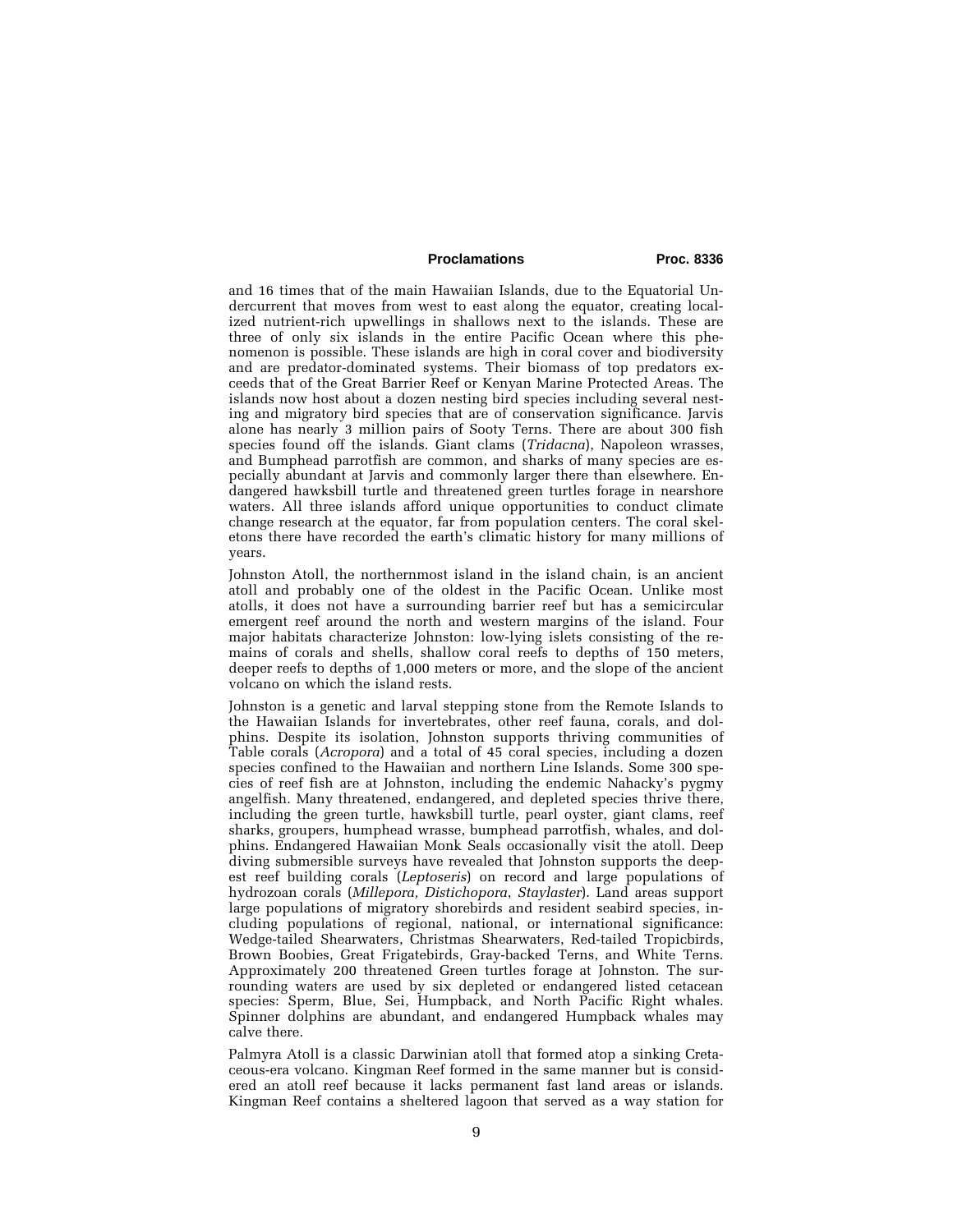and 16 times that of the main Hawaiian Islands, due to the Equatorial Undercurrent that moves from west to east along the equator, creating localized nutrient-rich upwellings in shallows next to the islands. These are three of only six islands in the entire Pacific Ocean where this phenomenon is possible. These islands are high in coral cover and biodiversity and are predator-dominated systems. Their biomass of top predators exceeds that of the Great Barrier Reef or Kenyan Marine Protected Areas. The islands now host about a dozen nesting bird species including several nesting and migratory bird species that are of conservation significance. Jarvis alone has nearly 3 million pairs of Sooty Terns. There are about 300 fish species found off the islands. Giant clams (*Tridacna*), Napoleon wrasses, and Bumphead parrotfish are common, and sharks of many species are especially abundant at Jarvis and commonly larger there than elsewhere. Endangered hawksbill turtle and threatened green turtles forage in nearshore waters. All three islands afford unique opportunities to conduct climate change research at the equator, far from population centers. The coral skeletons there have recorded the earth's climatic history for many millions of years.

Johnston Atoll, the northernmost island in the island chain, is an ancient atoll and probably one of the oldest in the Pacific Ocean. Unlike most atolls, it does not have a surrounding barrier reef but has a semicircular emergent reef around the north and western margins of the island. Four major habitats characterize Johnston: low-lying islets consisting of the remains of corals and shells, shallow coral reefs to depths of 150 meters, deeper reefs to depths of 1,000 meters or more, and the slope of the ancient volcano on which the island rests.

Johnston is a genetic and larval stepping stone from the Remote Islands to the Hawaiian Islands for invertebrates, other reef fauna, corals, and dolphins. Despite its isolation, Johnston supports thriving communities of Table corals (*Acropora*) and a total of 45 coral species, including a dozen species confined to the Hawaiian and northern Line Islands. Some 300 species of reef fish are at Johnston, including the endemic Nahacky's pygmy angelfish. Many threatened, endangered, and depleted species thrive there, including the green turtle, hawksbill turtle, pearl oyster, giant clams, reef sharks, groupers, humphead wrasse, bumphead parrotfish, whales, and dolphins. Endangered Hawaiian Monk Seals occasionally visit the atoll. Deep diving submersible surveys have revealed that Johnston supports the deepest reef building corals (*Leptoseris*) on record and large populations of hydrozoan corals (*Millepora, Distichopora*, *Staylaster*). Land areas support large populations of migratory shorebirds and resident seabird species, including populations of regional, national, or international significance: Wedge-tailed Shearwaters, Christmas Shearwaters, Red-tailed Tropicbirds, Brown Boobies, Great Frigatebirds, Gray-backed Terns, and White Terns. Approximately 200 threatened Green turtles forage at Johnston. The surrounding waters are used by six depleted or endangered listed cetacean species: Sperm, Blue, Sei, Humpback, and North Pacific Right whales. Spinner dolphins are abundant, and endangered Humpback whales may calve there.

Palmyra Atoll is a classic Darwinian atoll that formed atop a sinking Cretaceous-era volcano. Kingman Reef formed in the same manner but is considered an atoll reef because it lacks permanent fast land areas or islands. Kingman Reef contains a sheltered lagoon that served as a way station for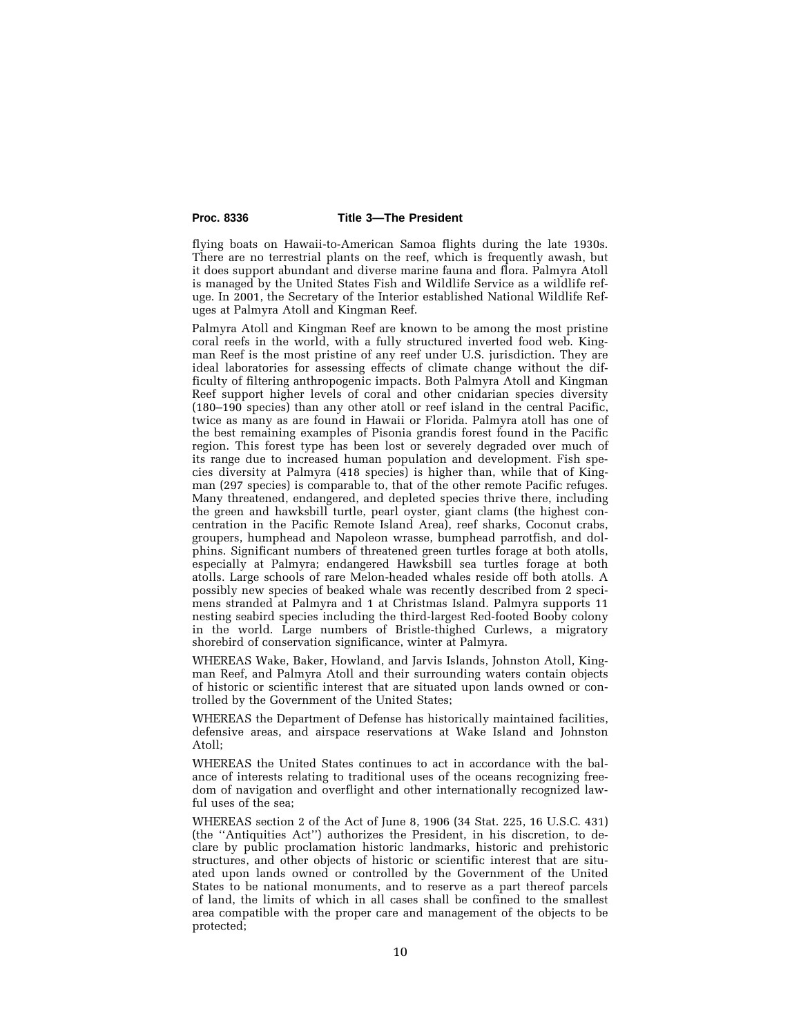flying boats on Hawaii-to-American Samoa flights during the late 1930s. There are no terrestrial plants on the reef, which is frequently awash, but it does support abundant and diverse marine fauna and flora. Palmyra Atoll is managed by the United States Fish and Wildlife Service as a wildlife refuge. In 2001, the Secretary of the Interior established National Wildlife Refuges at Palmyra Atoll and Kingman Reef.

Palmyra Atoll and Kingman Reef are known to be among the most pristine coral reefs in the world, with a fully structured inverted food web. Kingman Reef is the most pristine of any reef under U.S. jurisdiction. They are ideal laboratories for assessing effects of climate change without the difficulty of filtering anthropogenic impacts. Both Palmyra Atoll and Kingman Reef support higher levels of coral and other cnidarian species diversity (180–190 species) than any other atoll or reef island in the central Pacific, twice as many as are found in Hawaii or Florida. Palmyra atoll has one of the best remaining examples of Pisonia grandis forest found in the Pacific region. This forest type has been lost or severely degraded over much of its range due to increased human population and development. Fish species diversity at Palmyra (418 species) is higher than, while that of Kingman (297 species) is comparable to, that of the other remote Pacific refuges. Many threatened, endangered, and depleted species thrive there, including the green and hawksbill turtle, pearl oyster, giant clams (the highest concentration in the Pacific Remote Island Area), reef sharks, Coconut crabs, groupers, humphead and Napoleon wrasse, bumphead parrotfish, and dolphins. Significant numbers of threatened green turtles forage at both atolls, especially at Palmyra; endangered Hawksbill sea turtles forage at both atolls. Large schools of rare Melon-headed whales reside off both atolls. A possibly new species of beaked whale was recently described from 2 specimens stranded at Palmyra and 1 at Christmas Island. Palmyra supports 11 nesting seabird species including the third-largest Red-footed Booby colony in the world. Large numbers of Bristle-thighed Curlews, a migratory shorebird of conservation significance, winter at Palmyra.

WHEREAS Wake, Baker, Howland, and Jarvis Islands, Johnston Atoll, Kingman Reef, and Palmyra Atoll and their surrounding waters contain objects of historic or scientific interest that are situated upon lands owned or controlled by the Government of the United States;

WHEREAS the Department of Defense has historically maintained facilities, defensive areas, and airspace reservations at Wake Island and Johnston Atoll;

WHEREAS the United States continues to act in accordance with the balance of interests relating to traditional uses of the oceans recognizing freedom of navigation and overflight and other internationally recognized lawful uses of the sea;

WHEREAS section 2 of the Act of June 8, 1906 (34 Stat. 225, 16 U.S.C. 431) (the ''Antiquities Act'') authorizes the President, in his discretion, to declare by public proclamation historic landmarks, historic and prehistoric structures, and other objects of historic or scientific interest that are situated upon lands owned or controlled by the Government of the United States to be national monuments, and to reserve as a part thereof parcels of land, the limits of which in all cases shall be confined to the smallest area compatible with the proper care and management of the objects to be protected;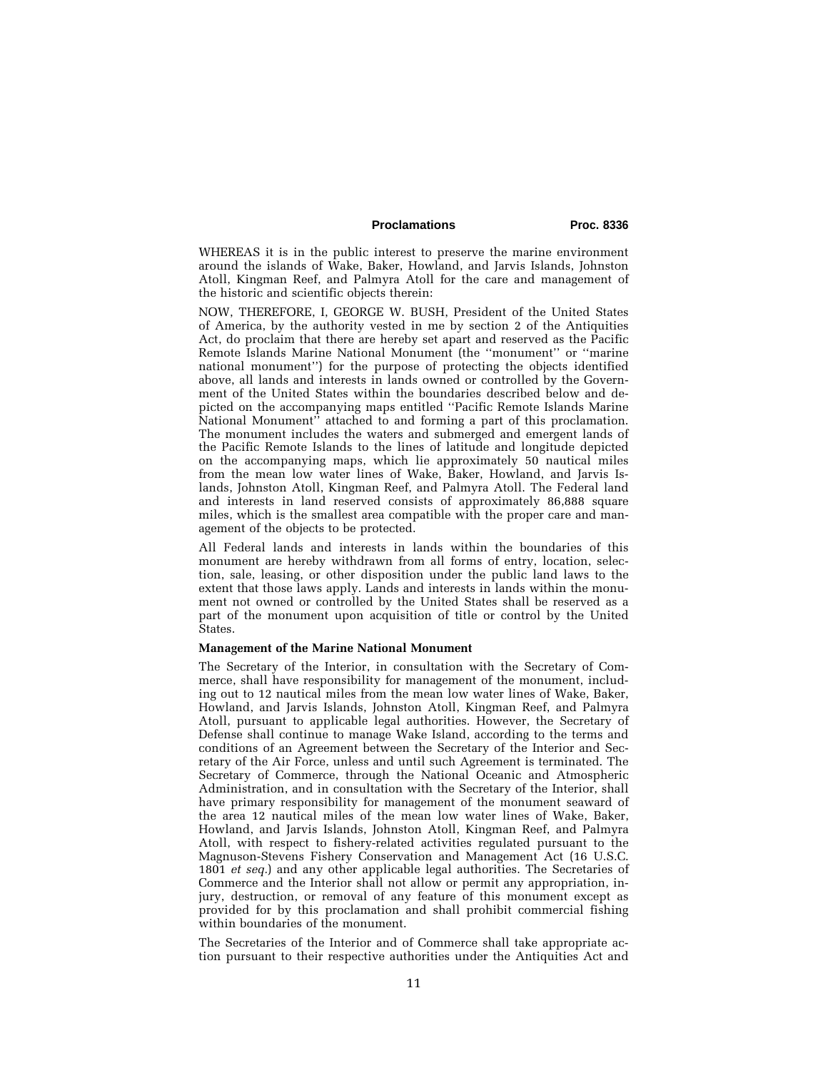WHEREAS it is in the public interest to preserve the marine environment around the islands of Wake, Baker, Howland, and Jarvis Islands, Johnston Atoll, Kingman Reef, and Palmyra Atoll for the care and management of the historic and scientific objects therein:

NOW, THEREFORE, I, GEORGE W. BUSH, President of the United States of America, by the authority vested in me by section 2 of the Antiquities Act, do proclaim that there are hereby set apart and reserved as the Pacific Remote Islands Marine National Monument (the ''monument'' or ''marine national monument'') for the purpose of protecting the objects identified above, all lands and interests in lands owned or controlled by the Government of the United States within the boundaries described below and depicted on the accompanying maps entitled ''Pacific Remote Islands Marine National Monument'' attached to and forming a part of this proclamation. The monument includes the waters and submerged and emergent lands of the Pacific Remote Islands to the lines of latitude and longitude depicted on the accompanying maps, which lie approximately 50 nautical miles from the mean low water lines of Wake, Baker, Howland, and Jarvis Islands, Johnston Atoll, Kingman Reef, and Palmyra Atoll. The Federal land and interests in land reserved consists of approximately 86,888 square miles, which is the smallest area compatible with the proper care and management of the objects to be protected.

All Federal lands and interests in lands within the boundaries of this monument are hereby withdrawn from all forms of entry, location, selection, sale, leasing, or other disposition under the public land laws to the extent that those laws apply. Lands and interests in lands within the monument not owned or controlled by the United States shall be reserved as a part of the monument upon acquisition of title or control by the United States.

**Management of the Marine National Monument**

The Secretary of the Interior, in consultation with the Secretary of Commerce, shall have responsibility for management of the monument, including out to 12 nautical miles from the mean low water lines of Wake, Baker, Howland, and Jarvis Islands, Johnston Atoll, Kingman Reef, and Palmyra Atoll, pursuant to applicable legal authorities. However, the Secretary of Defense shall continue to manage Wake Island, according to the terms and conditions of an Agreement between the Secretary of the Interior and Secretary of the Air Force, unless and until such Agreement is terminated. The Secretary of Commerce, through the National Oceanic and Atmospheric Administration, and in consultation with the Secretary of the Interior, shall have primary responsibility for management of the monument seaward of the area 12 nautical miles of the mean low water lines of Wake, Baker, Howland, and Jarvis Islands, Johnston Atoll, Kingman Reef, and Palmyra Atoll, with respect to fishery-related activities regulated pursuant to the Magnuson-Stevens Fishery Conservation and Management Act (16 U.S.C. 1801 *et seq.*) and any other applicable legal authorities. The Secretaries of Commerce and the Interior shall not allow or permit any appropriation, injury, destruction, or removal of any feature of this monument except as provided for by this proclamation and shall prohibit commercial fishing within boundaries of the monument.

The Secretaries of the Interior and of Commerce shall take appropriate action pursuant to their respective authorities under the Antiquities Act and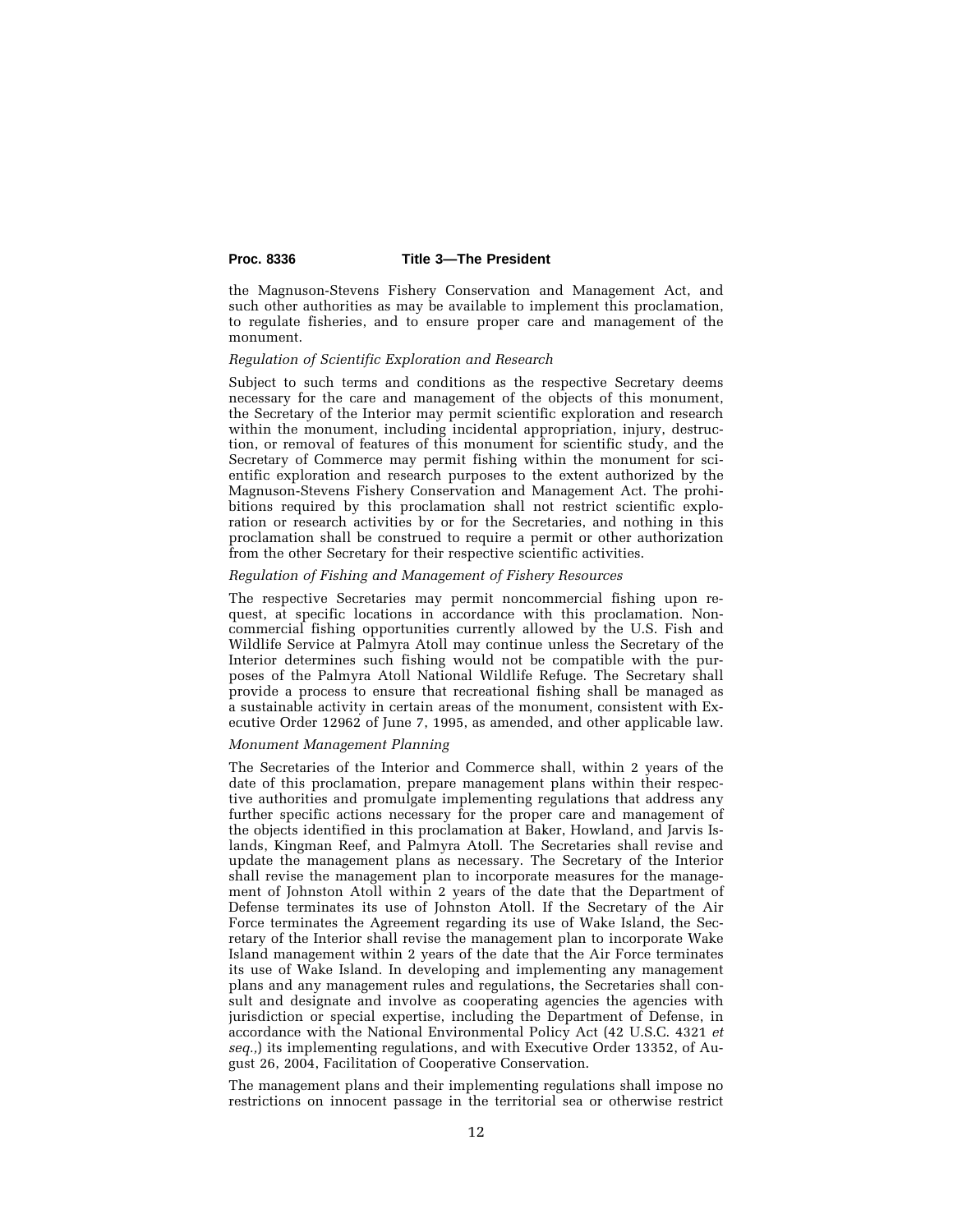the Magnuson-Stevens Fishery Conservation and Management Act, and such other authorities as may be available to implement this proclamation, to regulate fisheries, and to ensure proper care and management of the monument.

*Regulation of Scientific Exploration and Research*

Subject to such terms and conditions as the respective Secretary deems necessary for the care and management of the objects of this monument, the Secretary of the Interior may permit scientific exploration and research within the monument, including incidental appropriation, injury, destruction, or removal of features of this monument for scientific study, and the Secretary of Commerce may permit fishing within the monument for scientific exploration and research purposes to the extent authorized by the Magnuson-Stevens Fishery Conservation and Management Act. The prohibitions required by this proclamation shall not restrict scientific exploration or research activities by or for the Secretaries, and nothing in this proclamation shall be construed to require a permit or other authorization from the other Secretary for their respective scientific activities.

*Regulation of Fishing and Management of Fishery Resources*

The respective Secretaries may permit noncommercial fishing upon request, at specific locations in accordance with this proclamation. Noncommercial fishing opportunities currently allowed by the U.S. Fish and Wildlife Service at Palmyra Atoll may continue unless the Secretary of the Interior determines such fishing would not be compatible with the purposes of the Palmyra Atoll National Wildlife Refuge. The Secretary shall provide a process to ensure that recreational fishing shall be managed as a sustainable activity in certain areas of the monument, consistent with Executive Order 12962 of June 7, 1995, as amended, and other applicable law.

*Monument Management Planning*

The Secretaries of the Interior and Commerce shall, within 2 years of the date of this proclamation, prepare management plans within their respective authorities and promulgate implementing regulations that address any further specific actions necessary for the proper care and management of the objects identified in this proclamation at Baker, Howland, and Jarvis Islands, Kingman Reef, and Palmyra Atoll. The Secretaries shall revise and update the management plans as necessary. The Secretary of the Interior shall revise the management plan to incorporate measures for the management of Johnston Atoll within 2 years of the date that the Department of Defense terminates its use of Johnston Atoll. If the Secretary of the Air Force terminates the Agreement regarding its use of Wake Island, the Secretary of the Interior shall revise the management plan to incorporate Wake Island management within 2 years of the date that the Air Force terminates its use of Wake Island. In developing and implementing any management plans and any management rules and regulations, the Secretaries shall consult and designate and involve as cooperating agencies the agencies with jurisdiction or special expertise, including the Department of Defense, in accordance with the National Environmental Policy Act (42 U.S.C. 4321 *et seq.*,) its implementing regulations, and with Executive Order 13352, of August 26, 2004, Facilitation of Cooperative Conservation.

The management plans and their implementing regulations shall impose no restrictions on innocent passage in the territorial sea or otherwise restrict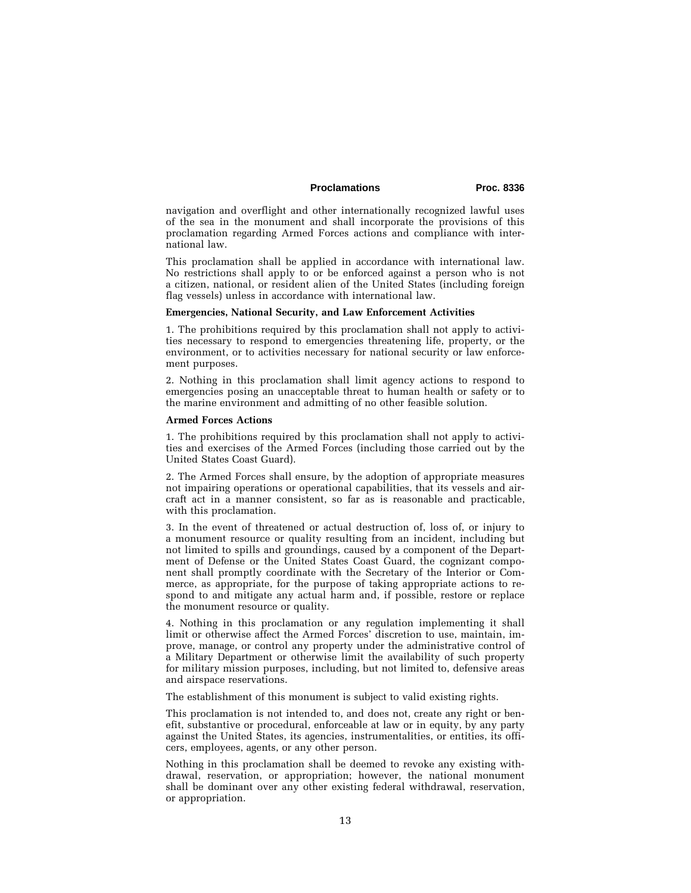navigation and overflight and other internationally recognized lawful uses of the sea in the monument and shall incorporate the provisions of this proclamation regarding Armed Forces actions and compliance with international law.

This proclamation shall be applied in accordance with international law. No restrictions shall apply to or be enforced against a person who is not a citizen, national, or resident alien of the United States (including foreign flag vessels) unless in accordance with international law.

**Emergencies, National Security, and Law Enforcement Activities**

1. The prohibitions required by this proclamation shall not apply to activities necessary to respond to emergencies threatening life, property, or the environment, or to activities necessary for national security or law enforcement purposes.

2. Nothing in this proclamation shall limit agency actions to respond to emergencies posing an unacceptable threat to human health or safety or to the marine environment and admitting of no other feasible solution.

**Armed Forces Actions**

1. The prohibitions required by this proclamation shall not apply to activities and exercises of the Armed Forces (including those carried out by the United States Coast Guard).

2. The Armed Forces shall ensure, by the adoption of appropriate measures not impairing operations or operational capabilities, that its vessels and aircraft act in a manner consistent, so far as is reasonable and practicable, with this proclamation.

3. In the event of threatened or actual destruction of, loss of, or injury to a monument resource or quality resulting from an incident, including but not limited to spills and groundings, caused by a component of the Department of Defense or the United States Coast Guard, the cognizant component shall promptly coordinate with the Secretary of the Interior or Commerce, as appropriate, for the purpose of taking appropriate actions to respond to and mitigate any actual harm and, if possible, restore or replace the monument resource or quality.

4. Nothing in this proclamation or any regulation implementing it shall limit or otherwise affect the Armed Forces' discretion to use, maintain, improve, manage, or control any property under the administrative control of a Military Department or otherwise limit the availability of such property for military mission purposes, including, but not limited to, defensive areas and airspace reservations.

The establishment of this monument is subject to valid existing rights.

This proclamation is not intended to, and does not, create any right or benefit, substantive or procedural, enforceable at law or in equity, by any party against the United States, its agencies, instrumentalities, or entities, its officers, employees, agents, or any other person.

Nothing in this proclamation shall be deemed to revoke any existing withdrawal, reservation, or appropriation; however, the national monument shall be dominant over any other existing federal withdrawal, reservation, or appropriation.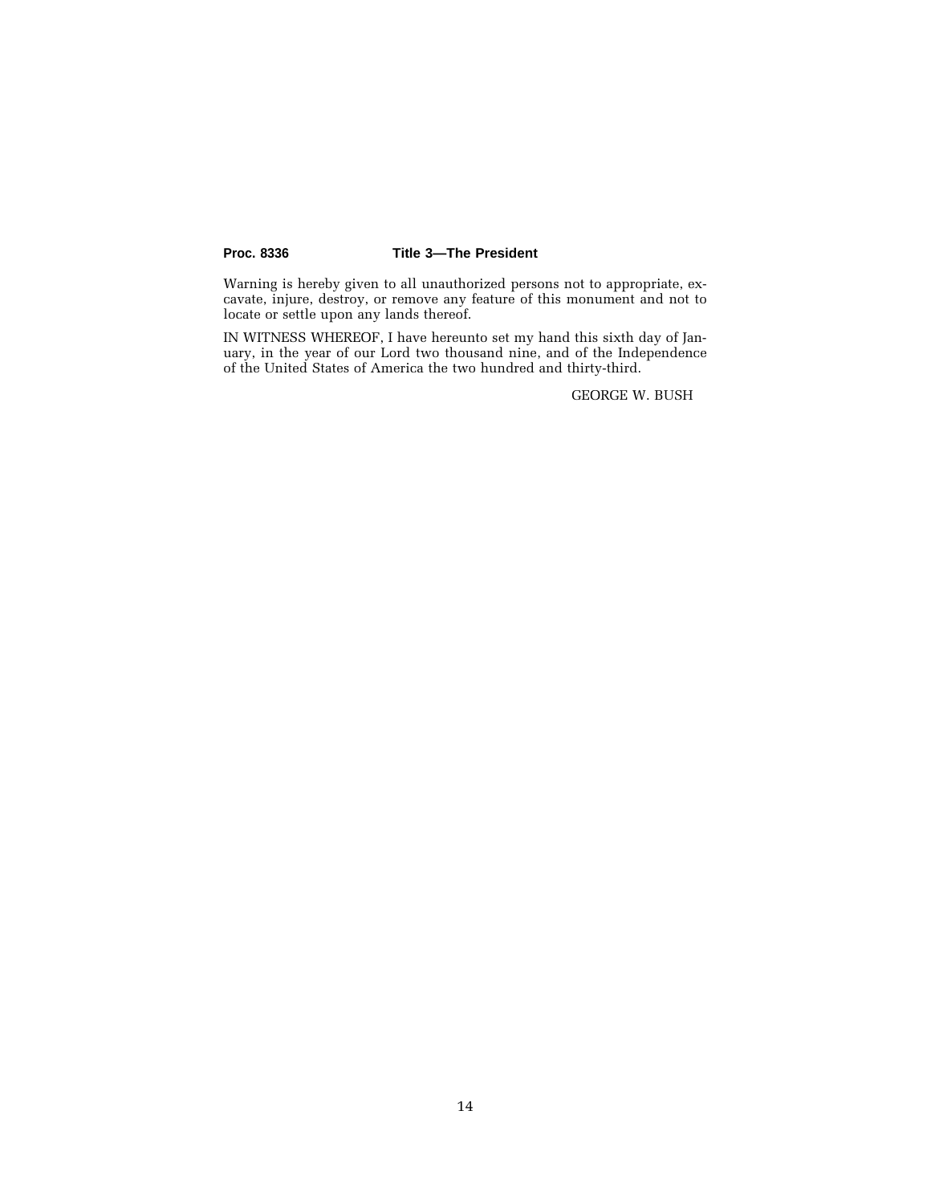Warning is hereby given to all unauthorized persons not to appropriate, excavate, injure, destroy, or remove any feature of this monument and not to locate or settle upon any lands thereof.

IN WITNESS WHEREOF, I have hereunto set my hand this sixth day of January, in the year of our Lord two thousand nine, and of the Independence of the United States of America the two hundred and thirty-third.

GEORGE W. BUSH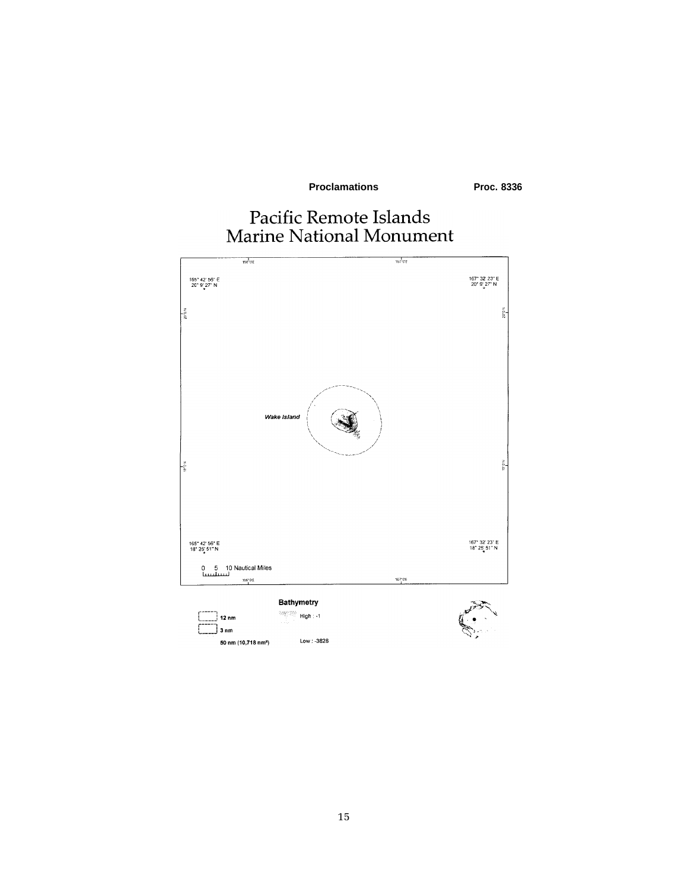# Pacific Remote Islands Marine National Monument

165° 42' 56" E
20° 9' 27" N

167° 32' 23" E
20° 9' 27" N

Wake Island

165° 42' 56" E
18° 25' 51" N

167° 32' 23" E
18° 25' 51" N

0 5 10 Nautical Miles

**Bathymetry**

High : -1

Low : -3828

**12 nm**

**3 nm**

**50 nm (10,718 nm²)**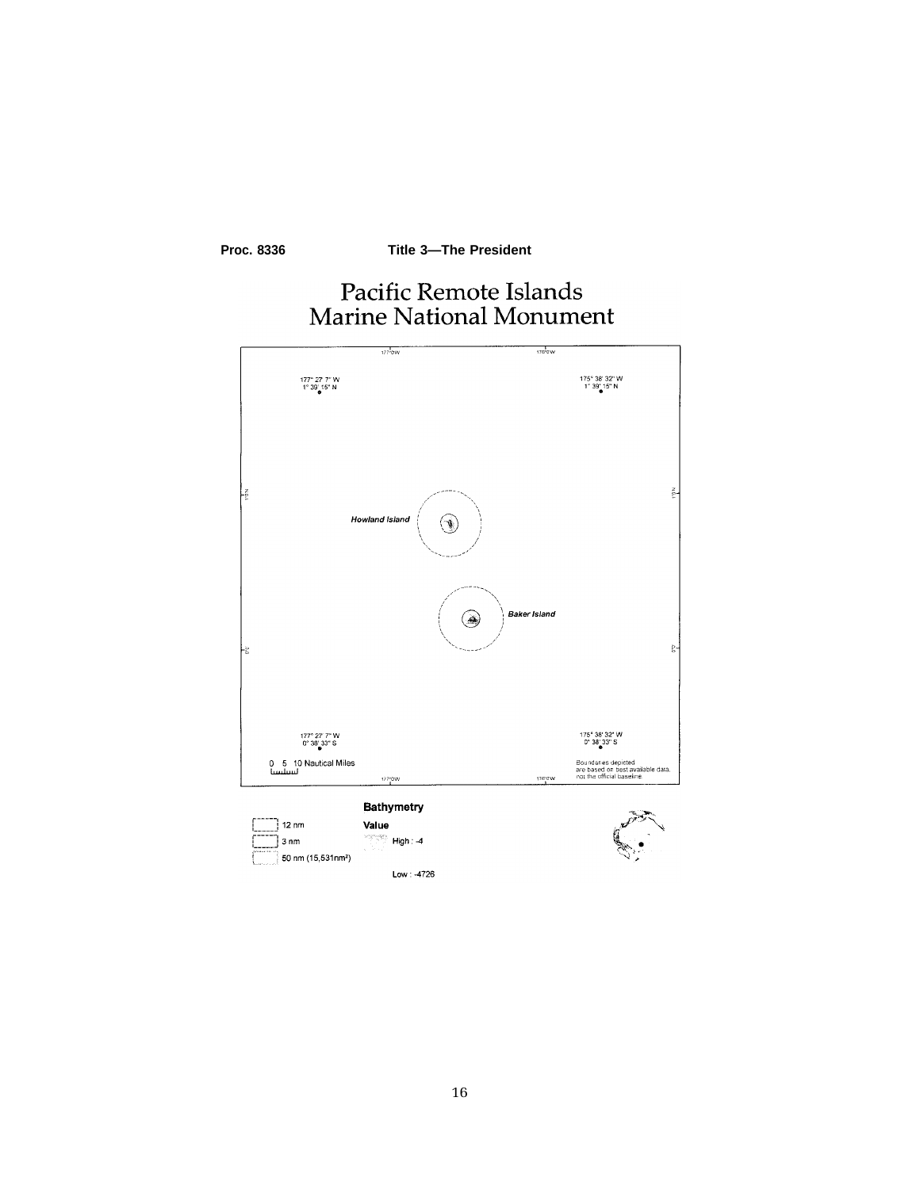# Pacific Remote Islands Marine National Monument

177°0'W

176°0'W

177° 27' 7" W
1° 39' 15" N

175° 38' 32" W
1° 39' 15" N

1°0'N

1°0'N

*Howland Island*

*Baker Island*

0°0'

0°0'

177° 27' 7" W
0° 38' 33" S

175° 38' 32" W
0° 38' 33" S

0 5 10 Nautical Miles

177°0'W

176°0'W

Boundaries depicted are based on best available data, not the official baseline.

12 nm

3 nm

50 nm (15,531nm²)

**Bathymetry**

**Value**

High : -4

Low : -4726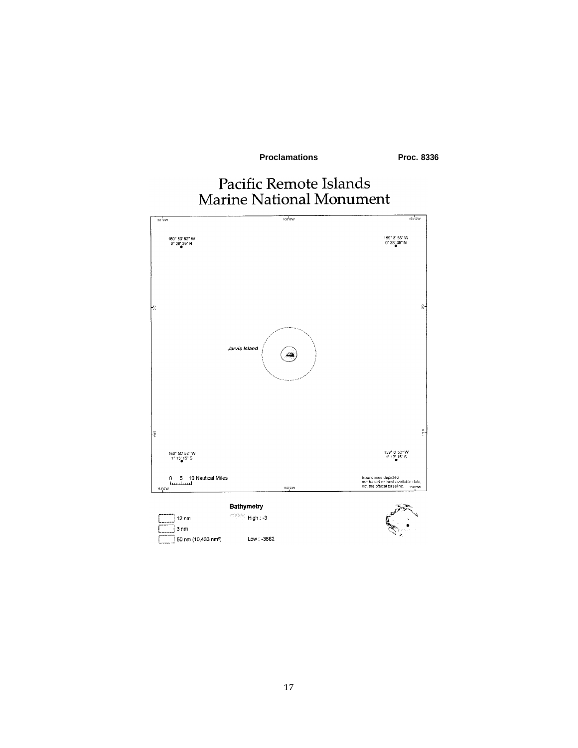# Pacific Remote Islands Marine National Monument

161°0'W 160°0'W 159°0'W

160° 50' 52" W
0° 28' 39" N

159° 8' 53" W
0° 28' 39" N

0°0'

*Jarvis Island*

1°0'S

160° 50' 52" W
1° 13' 15" S

159° 8' 53" W
1° 13' 15" S

0 5 10 Nautical Miles

Boundaries depicted are based on best available data, not the official baseline

**Bathymetry**

High : -3

Low : -3682

12 nm

3 nm

50 nm (10,433 nm²)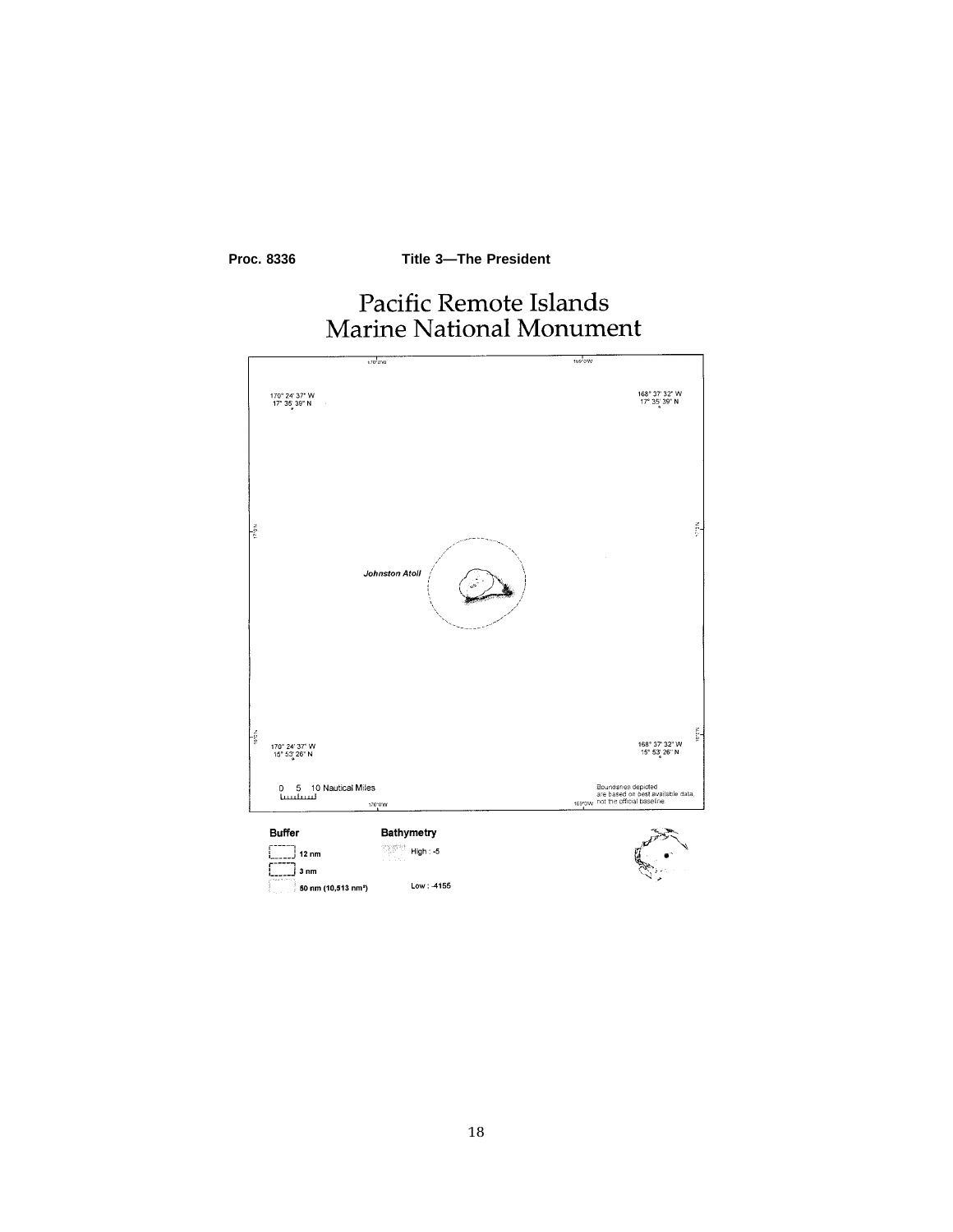# Pacific Remote Islands Marine National Monument

170° 24' 37" W
17° 35' 39" N

168° 37' 32" W
17° 35' 39" N

Johnston Atoll

170° 24' 37" W
15° 53' 26" N

168° 37' 32" W
15° 53' 26" N

0 5 10 Nautical Miles

Boundaries depicted are based on best available data, not the official baseline

**Buffer**

- 12 nm
- 3 nm
- 50 nm (10,513 nm²)

**Bathymetry**

High : -5

Low : -4155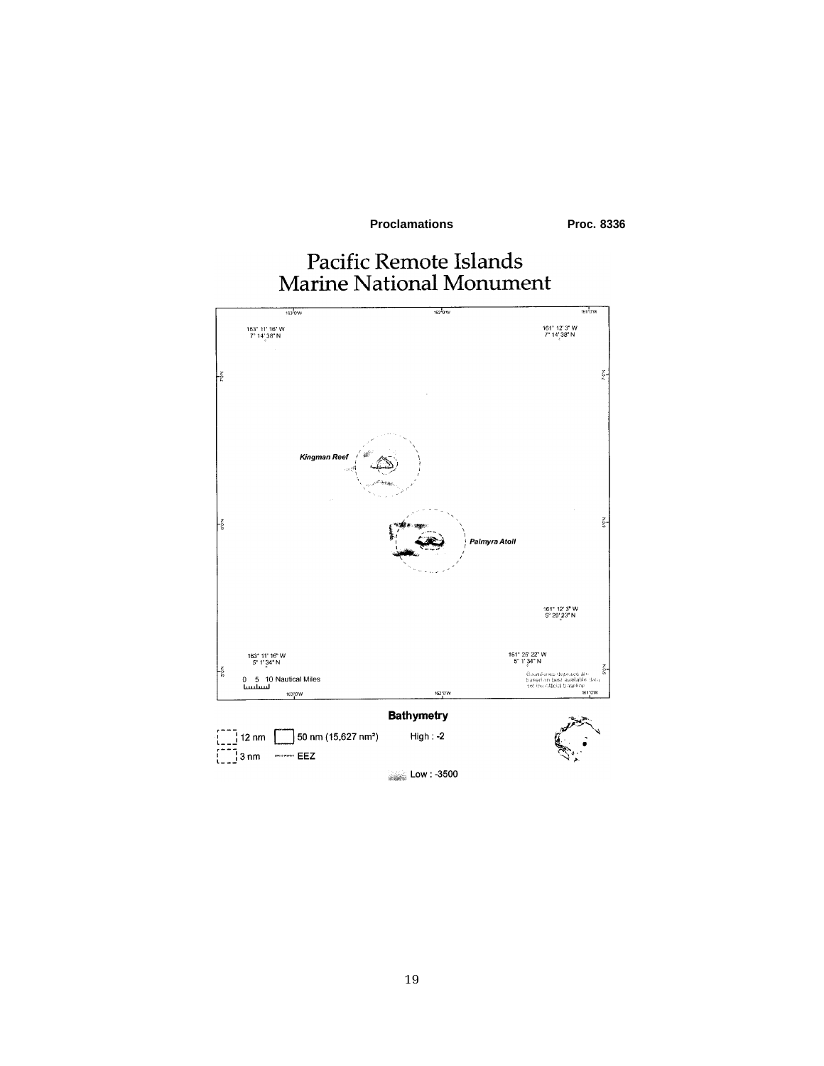# Pacific Remote Islands Marine National Monument

163°0'W
162°0'W
161°0'W

163° 11' 16" W
7° 14' 38" N

161° 12' 3" W
7° 14' 38" N

7°0'N

Kingman Reef

6°0'N

Palmyra Atoll

161° 12' 3" W
5° 20' 23" N

163° 11' 16" W
5° 1' 34" N

161° 25' 22" W
5° 1' 34" N

5°0'N

0 5 10 Nautical Miles

Boundaries depicted are based on best available data not the official baseline

**Bathymetry**

12 nm

50 nm (15,627 nm²)

3 nm

EEZ

High : -2

Low : -3500